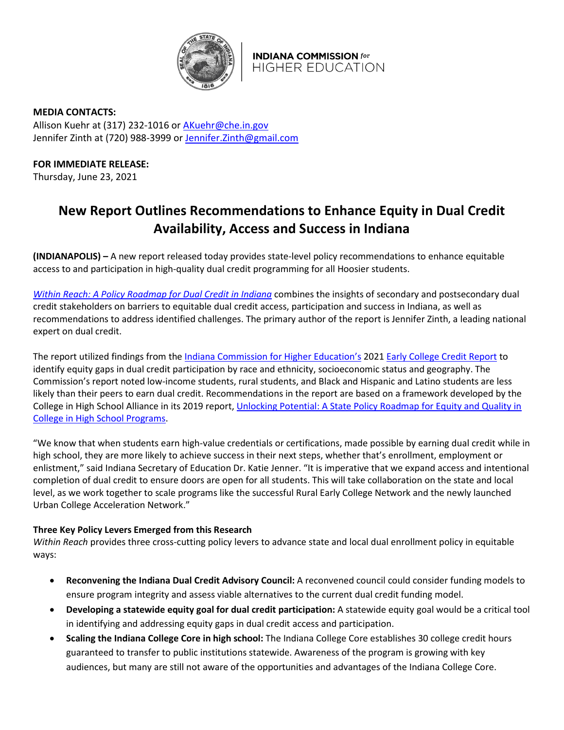INDIANA COMMISSION *for* HIGHER EDUCATION

**MEDIA CONTACTS:**
Allison Kuehr at (317) 232-1016 or AKuehr@che.in.gov
Jennifer Zinth at (720) 988-3999 or Jennifer.Zinth@gmail.com

**FOR IMMEDIATE RELEASE:**
Thursday, June 23, 2021

# New Report Outlines Recommendations to Enhance Equity in Dual Credit Availability, Access and Success in Indiana

**(INDIANAPOLIS) –** A new report released today provides state-level policy recommendations to enhance equitable access to and participation in high-quality dual credit programming for all Hoosier students.

*Within Reach: A Policy Roadmap for Dual Credit in Indiana* combines the insights of secondary and postsecondary dual credit stakeholders on barriers to equitable dual credit access, participation and success in Indiana, as well as recommendations to address identified challenges. The primary author of the report is Jennifer Zinth, a leading national expert on dual credit.

The report utilized findings from the Indiana Commission for Higher Education's 2021 Early College Credit Report to identify equity gaps in dual credit participation by race and ethnicity, socioeconomic status and geography. The Commission's report noted low-income students, rural students, and Black and Hispanic and Latino students are less likely than their peers to earn dual credit. Recommendations in the report are based on a framework developed by the College in High School Alliance in its 2019 report, Unlocking Potential: A State Policy Roadmap for Equity and Quality in College in High School Programs.

"We know that when students earn high-value credentials or certifications, made possible by earning dual credit while in high school, they are more likely to achieve success in their next steps, whether that's enrollment, employment or enlistment," said Indiana Secretary of Education Dr. Katie Jenner. "It is imperative that we expand access and intentional completion of dual credit to ensure doors are open for all students. This will take collaboration on the state and local level, as we work together to scale programs like the successful Rural Early College Network and the newly launched Urban College Acceleration Network."

### Three Key Policy Levers Emerged from this Research

*Within Reach* provides three cross-cutting policy levers to advance state and local dual enrollment policy in equitable ways:

- **Reconvening the Indiana Dual Credit Advisory Council:** A reconvened council could consider funding models to ensure program integrity and assess viable alternatives to the current dual credit funding model.
- **Developing a statewide equity goal for dual credit participation:** A statewide equity goal would be a critical tool in identifying and addressing equity gaps in dual credit access and participation.
- **Scaling the Indiana College Core in high school:** The Indiana College Core establishes 30 college credit hours guaranteed to transfer to public institutions statewide. Awareness of the program is growing with key audiences, but many are still not aware of the opportunities and advantages of the Indiana College Core.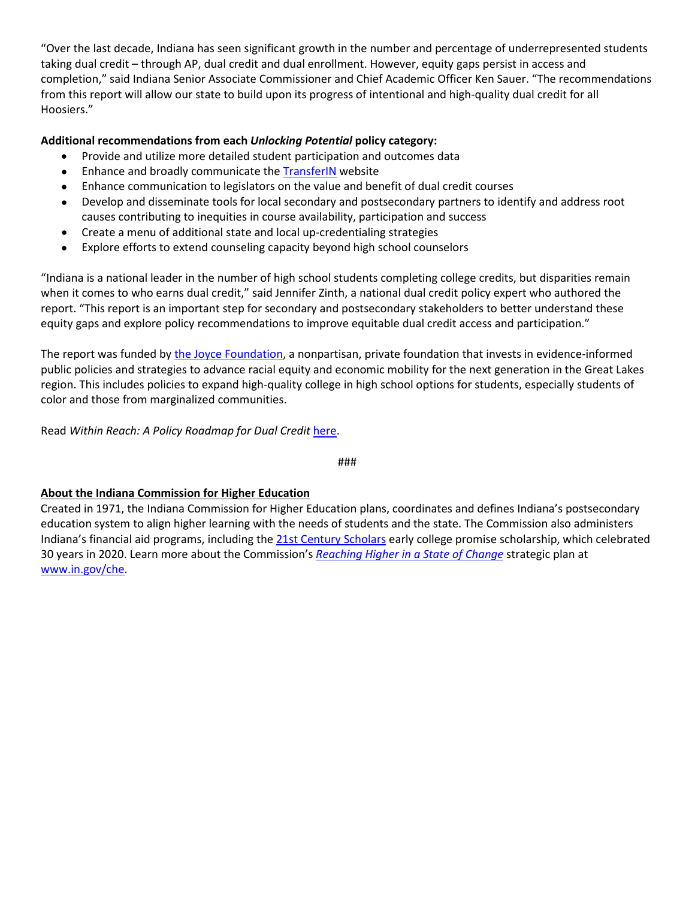"Over the last decade, Indiana has seen significant growth in the number and percentage of underrepresented students taking dual credit – through AP, dual credit and dual enrollment. However, equity gaps persist in access and completion," said Indiana Senior Associate Commissioner and Chief Academic Officer Ken Sauer. "The recommendations from this report will allow our state to build upon its progress of intentional and high-quality dual credit for all Hoosiers."

**Additional recommendations from each *Unlocking Potential* policy category:**

- Provide and utilize more detailed student participation and outcomes data
- Enhance and broadly communicate the TransferIN website
- Enhance communication to legislators on the value and benefit of dual credit courses
- Develop and disseminate tools for local secondary and postsecondary partners to identify and address root causes contributing to inequities in course availability, participation and success
- Create a menu of additional state and local up-credentialing strategies
- Explore efforts to extend counseling capacity beyond high school counselors

"Indiana is a national leader in the number of high school students completing college credits, but disparities remain when it comes to who earns dual credit," said Jennifer Zinth, a national dual credit policy expert who authored the report. "This report is an important step for secondary and postsecondary stakeholders to better understand these equity gaps and explore policy recommendations to improve equitable dual credit access and participation."

The report was funded by the Joyce Foundation, a nonpartisan, private foundation that invests in evidence-informed public policies and strategies to advance racial equity and economic mobility for the next generation in the Great Lakes region. This includes policies to expand high-quality college in high school options for students, especially students of color and those from marginalized communities.

Read *Within Reach: A Policy Roadmap for Dual Credit* here.

###

**About the Indiana Commission for Higher Education**

Created in 1971, the Indiana Commission for Higher Education plans, coordinates and defines Indiana's postsecondary education system to align higher learning with the needs of students and the state. The Commission also administers Indiana's financial aid programs, including the 21st Century Scholars early college promise scholarship, which celebrated 30 years in 2020. Learn more about the Commission's *Reaching Higher in a State of Change* strategic plan at www.in.gov/che.